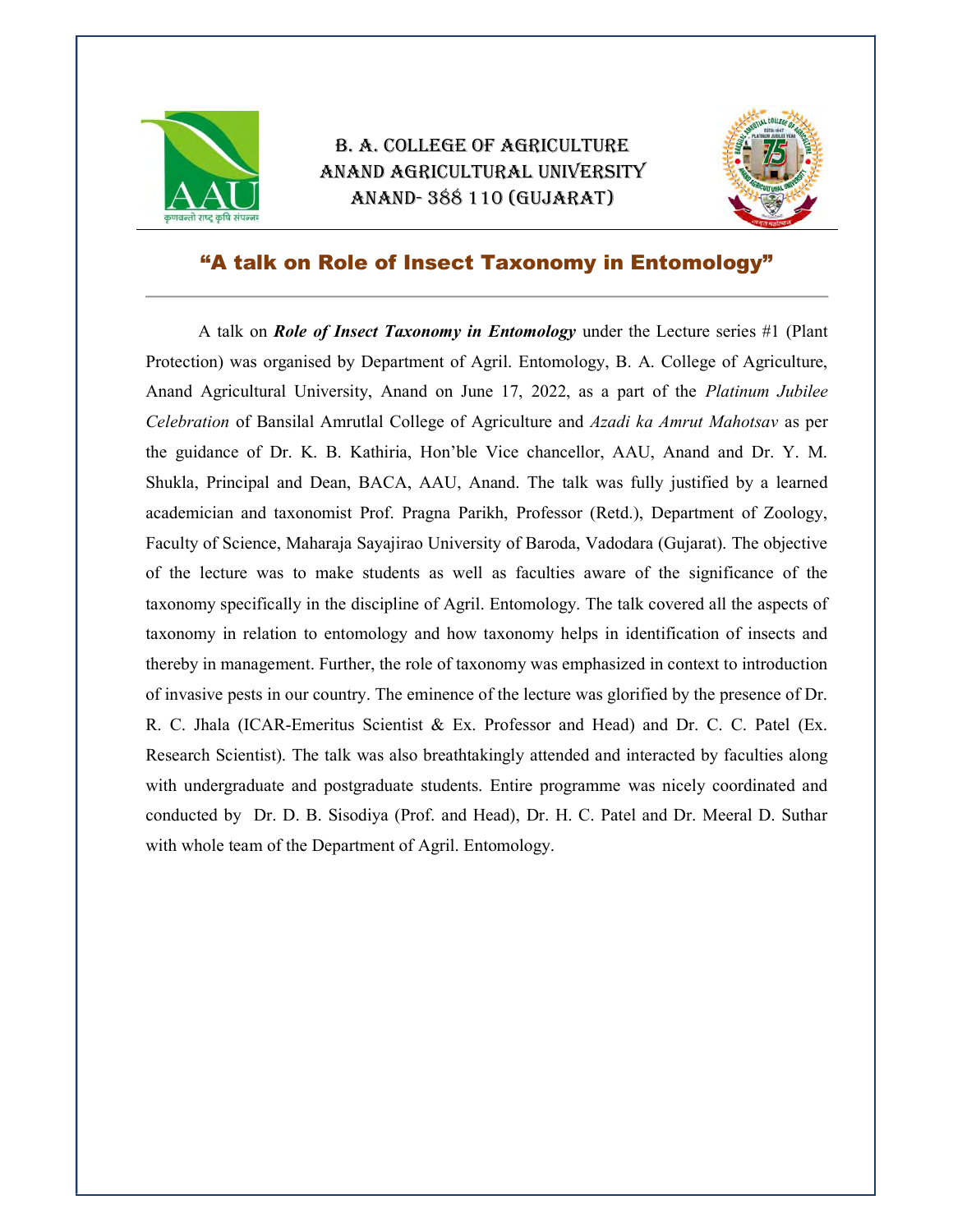B. A. College of Agriculture
Anand Agricultural University
Anand- 388 110 (Gujarat)

# "A talk on Role of Insect Taxonomy in Entomology"

A talk on ***Role of Insect Taxonomy in Entomology*** under the Lecture series #1 (Plant Protection) was organised by Department of Agril. Entomology, B. A. College of Agriculture, Anand Agricultural University, Anand on June 17, 2022, as a part of the *Platinum Jubilee Celebration* of Bansilal Amrutlal College of Agriculture and *Azadi ka Amrut Mahotsav* as per the guidance of Dr. K. B. Kathiria, Hon'ble Vice chancellor, AAU, Anand and Dr. Y. M. Shukla, Principal and Dean, BACA, AAU, Anand. The talk was fully justified by a learned academician and taxonomist Prof. Pragna Parikh, Professor (Retd.), Department of Zoology, Faculty of Science, Maharaja Sayajirao University of Baroda, Vadodara (Gujarat). The objective of the lecture was to make students as well as faculties aware of the significance of the taxonomy specifically in the discipline of Agril. Entomology. The talk covered all the aspects of taxonomy in relation to entomology and how taxonomy helps in identification of insects and thereby in management. Further, the role of taxonomy was emphasized in context to introduction of invasive pests in our country. The eminence of the lecture was glorified by the presence of Dr. R. C. Jhala (ICAR-Emeritus Scientist & Ex. Professor and Head) and Dr. C. C. Patel (Ex. Research Scientist). The talk was also breathtakingly attended and interacted by faculties along with undergraduate and postgraduate students. Entire programme was nicely coordinated and conducted by Dr. D. B. Sisodiya (Prof. and Head), Dr. H. C. Patel and Dr. Meeral D. Suthar with whole team of the Department of Agril. Entomology.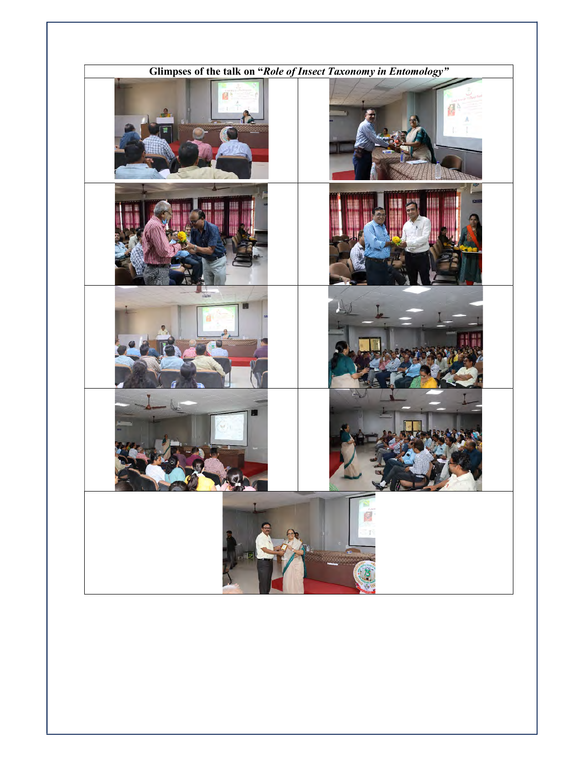**Glimpses of the talk on "*Role of Insect Taxonomy in Entomology*"**